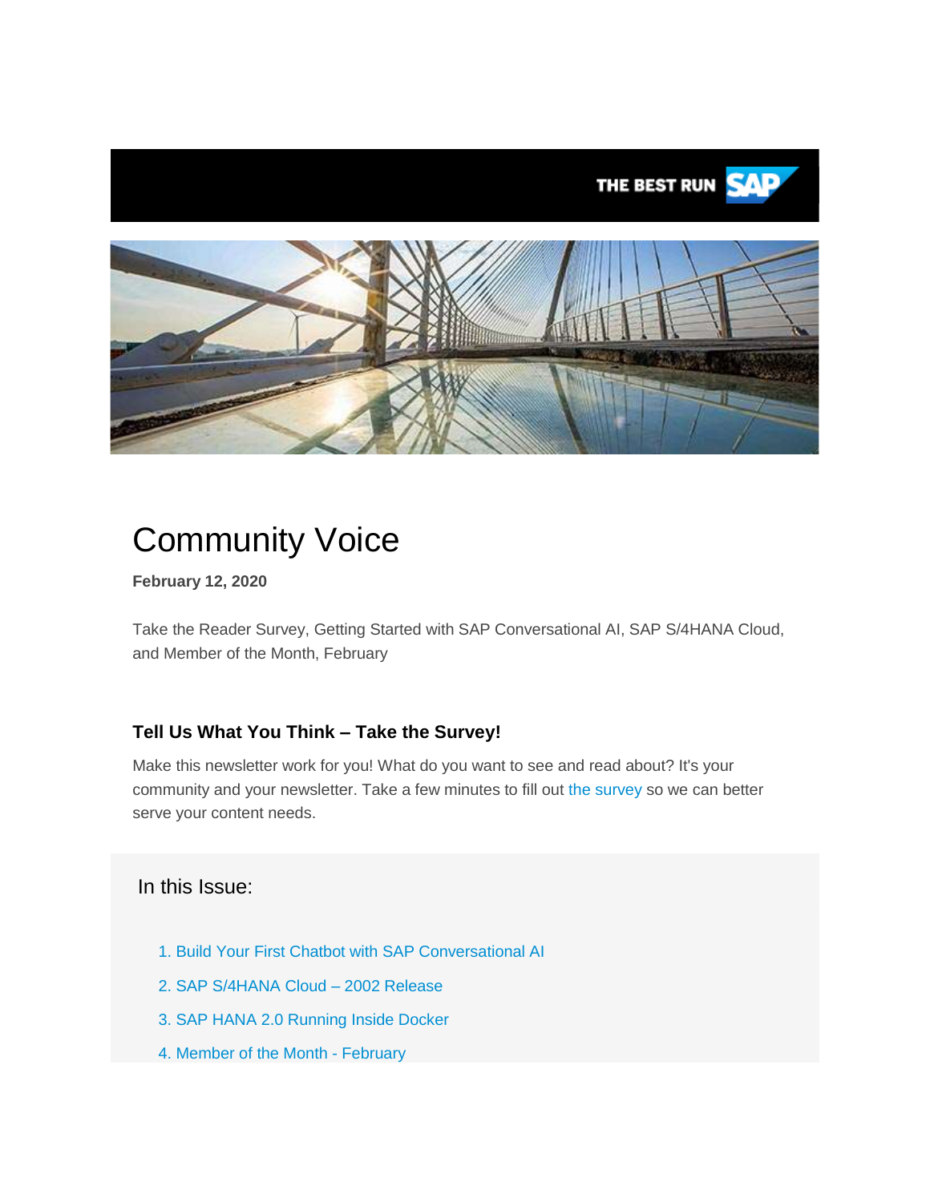THE BEST RUN SAP

# Community Voice

**February 12, 2020**

Take the Reader Survey, Getting Started with SAP Conversational AI, SAP S/4HANA Cloud, and Member of the Month, February

### Tell Us What You Think – Take the Survey!

Make this newsletter work for you! What do you want to see and read about? It's your community and your newsletter. Take a few minutes to fill out the survey so we can better serve your content needs.

## In this Issue:

1. Build Your First Chatbot with SAP Conversational AI
2. SAP S/4HANA Cloud – 2002 Release
3. SAP HANA 2.0 Running Inside Docker
4. Member of the Month - February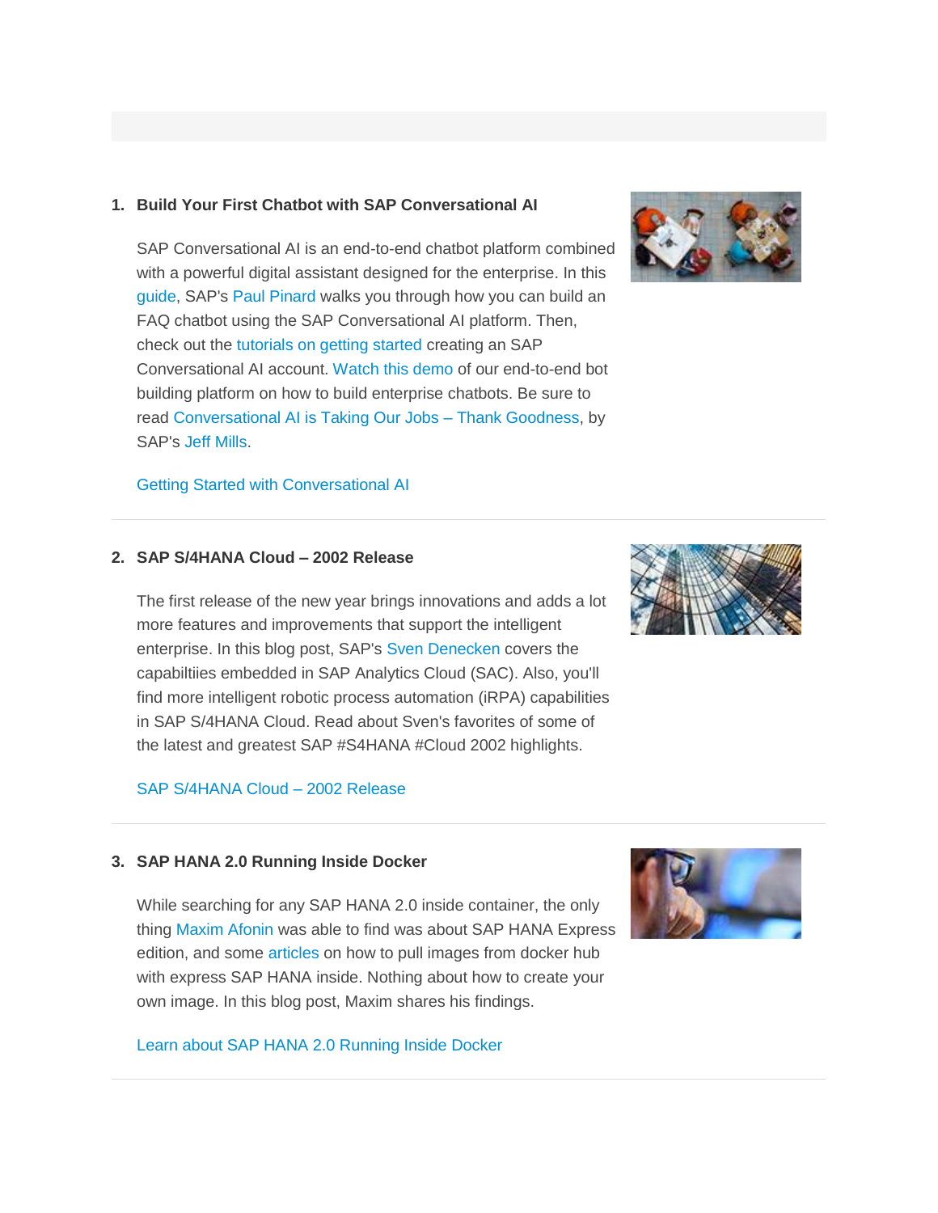1. **Build Your First Chatbot with SAP Conversational AI**

   SAP Conversational AI is an end-to-end chatbot platform combined with a powerful digital assistant designed for the enterprise. In this guide, SAP's Paul Pinard walks you through how you can build an FAQ chatbot using the SAP Conversational AI platform. Then, check out the tutorials on getting started creating an SAP Conversational AI account. Watch this demo of our end-to-end bot building platform on how to build enterprise chatbots. Be sure to read Conversational AI is Taking Our Jobs – Thank Goodness, by SAP's Jeff Mills.

   Getting Started with Conversational AI

---

2. **SAP S/4HANA Cloud – 2002 Release**

   The first release of the new year brings innovations and adds a lot more features and improvements that support the intelligent enterprise. In this blog post, SAP's Sven Denecken covers the capabiltiies embedded in SAP Analytics Cloud (SAC). Also, you'll find more intelligent robotic process automation (iRPA) capabilities in SAP S/4HANA Cloud. Read about Sven's favorites of some of the latest and greatest SAP #S4HANA #Cloud 2002 highlights.

   SAP S/4HANA Cloud – 2002 Release

---

3. **SAP HANA 2.0 Running Inside Docker**

   While searching for any SAP HANA 2.0 inside container, the only thing Maxim Afonin was able to find was about SAP HANA Express edition, and some articles on how to pull images from docker hub with express SAP HANA inside. Nothing about how to create your own image. In this blog post, Maxim shares his findings.

   Learn about SAP HANA 2.0 Running Inside Docker

---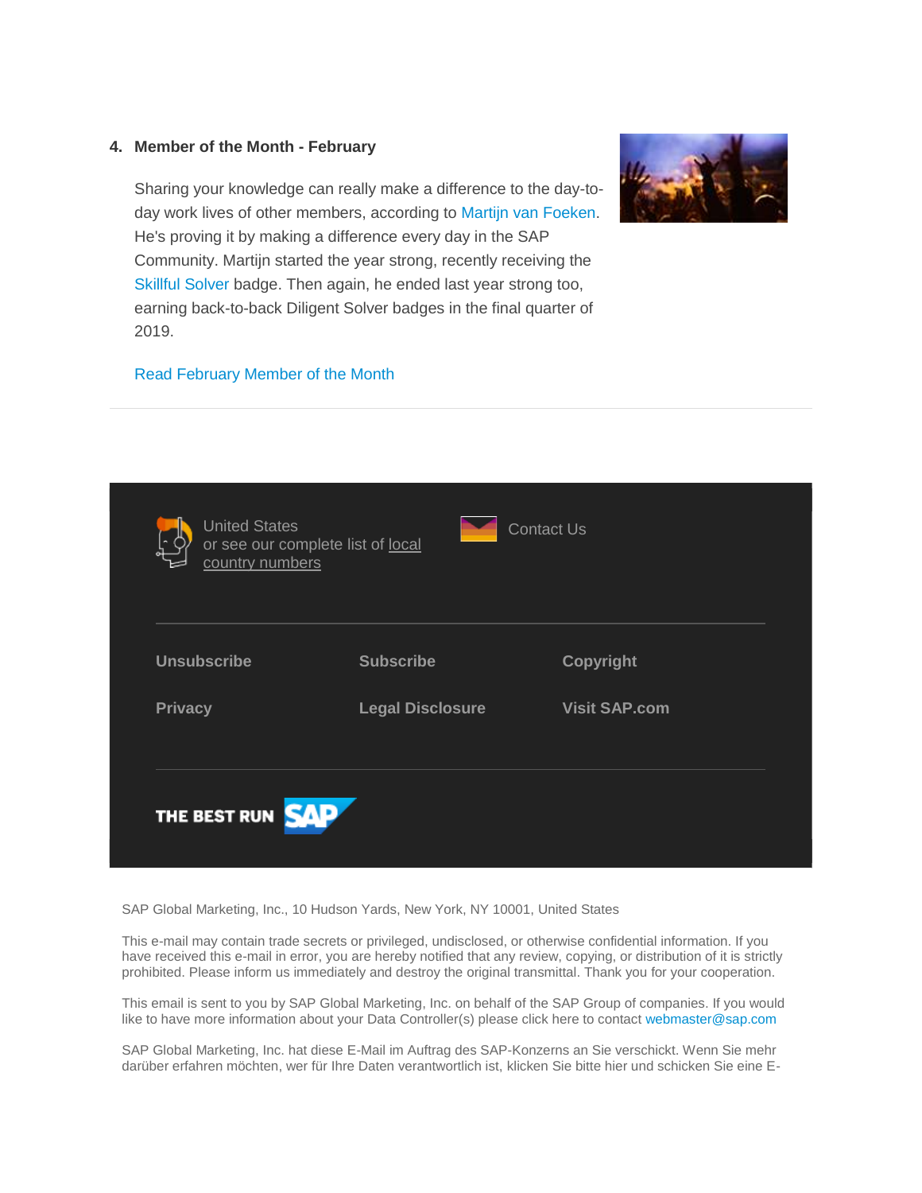4. **Member of the Month - February**

Sharing your knowledge can really make a difference to the day-to-day work lives of other members, according to Martijn van Foeken. He's proving it by making a difference every day in the SAP Community. Martijn started the year strong, recently receiving the Skillful Solver badge. Then again, he ended last year strong too, earning back-to-back Diligent Solver badges in the final quarter of 2019.

Read February Member of the Month

---

United States
or see our complete list of local country numbers

Contact Us

---

| Unsubscribe | Subscribe | Copyright |
| --- | --- | --- |
| Privacy | Legal Disclosure | Visit SAP.com |

---

THE BEST RUN SAP

SAP Global Marketing, Inc., 10 Hudson Yards, New York, NY 10001, United States

This e-mail may contain trade secrets or privileged, undisclosed, or otherwise confidential information. If you have received this e-mail in error, you are hereby notified that any review, copying, or distribution of it is strictly prohibited. Please inform us immediately and destroy the original transmittal. Thank you for your cooperation.

This email is sent to you by SAP Global Marketing, Inc. on behalf of the SAP Group of companies. If you would like to have more information about your Data Controller(s) please click here to contact webmaster@sap.com

SAP Global Marketing, Inc. hat diese E-Mail im Auftrag des SAP-Konzerns an Sie verschickt. Wenn Sie mehr darüber erfahren möchten, wer für Ihre Daten verantwortlich ist, klicken Sie bitte hier und schicken Sie eine E-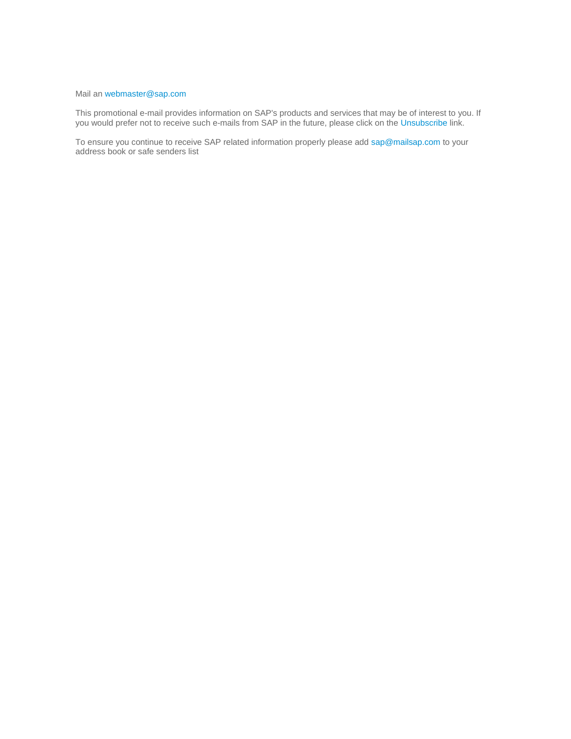Mail an webmaster@sap.com

This promotional e-mail provides information on SAP's products and services that may be of interest to you. If you would prefer not to receive such e-mails from SAP in the future, please click on the Unsubscribe link.

To ensure you continue to receive SAP related information properly please add sap@mailsap.com to your address book or safe senders list